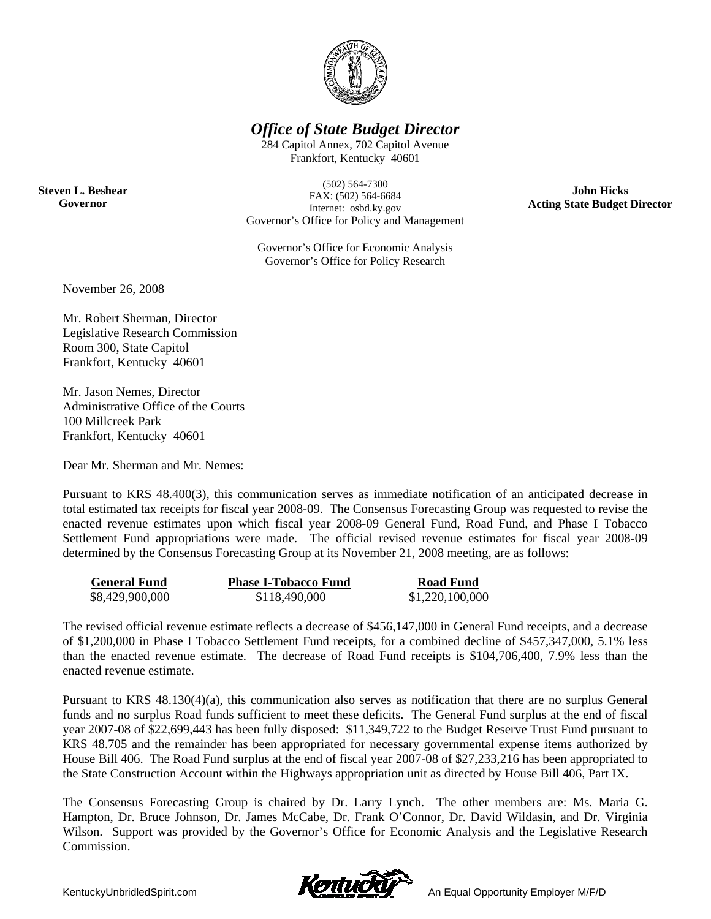# *Office of State Budget Director*

284 Capitol Annex, 702 Capitol Avenue
Frankfort, Kentucky 40601

**Steven L. Beshear**
**Governor**

(502) 564-7300
FAX: (502) 564-6684
Internet: osbd.ky.gov
Governor's Office for Policy and Management

Governor's Office for Economic Analysis
Governor's Office for Policy Research

**John Hicks**
**Acting State Budget Director**

November 26, 2008

Mr. Robert Sherman, Director
Legislative Research Commission
Room 300, State Capitol
Frankfort, Kentucky 40601

Mr. Jason Nemes, Director
Administrative Office of the Courts
100 Millcreek Park
Frankfort, Kentucky 40601

Dear Mr. Sherman and Mr. Nemes:

Pursuant to KRS 48.400(3), this communication serves as immediate notification of an anticipated decrease in total estimated tax receipts for fiscal year 2008-09. The Consensus Forecasting Group was requested to revise the enacted revenue estimates upon which fiscal year 2008-09 General Fund, Road Fund, and Phase I Tobacco Settlement Fund appropriations were made. The official revised revenue estimates for fiscal year 2008-09 determined by the Consensus Forecasting Group at its November 21, 2008 meeting, are as follows:

| General Fund | Phase I-Tobacco Fund | Road Fund |
|---|---|---|
| $8,429,900,000 | $118,490,000 | $1,220,100,000 |

The revised official revenue estimate reflects a decrease of $456,147,000 in General Fund receipts, and a decrease of $1,200,000 in Phase I Tobacco Settlement Fund receipts, for a combined decline of $457,347,000, 5.1% less than the enacted revenue estimate. The decrease of Road Fund receipts is $104,706,400, 7.9% less than the enacted revenue estimate.

Pursuant to KRS 48.130(4)(a), this communication also serves as notification that there are no surplus General funds and no surplus Road funds sufficient to meet these deficits. The General Fund surplus at the end of fiscal year 2007-08 of $22,699,443 has been fully disposed: $11,349,722 to the Budget Reserve Trust Fund pursuant to KRS 48.705 and the remainder has been appropriated for necessary governmental expense items authorized by House Bill 406. The Road Fund surplus at the end of fiscal year 2007-08 of $27,233,216 has been appropriated to the State Construction Account within the Highways appropriation unit as directed by House Bill 406, Part IX.

The Consensus Forecasting Group is chaired by Dr. Larry Lynch. The other members are: Ms. Maria G. Hampton, Dr. Bruce Johnson, Dr. James McCabe, Dr. Frank O'Connor, Dr. David Wildasin, and Dr. Virginia Wilson. Support was provided by the Governor's Office for Economic Analysis and the Legislative Research Commission.

KentuckyUnbridledSpirit.com An Equal Opportunity Employer M/F/D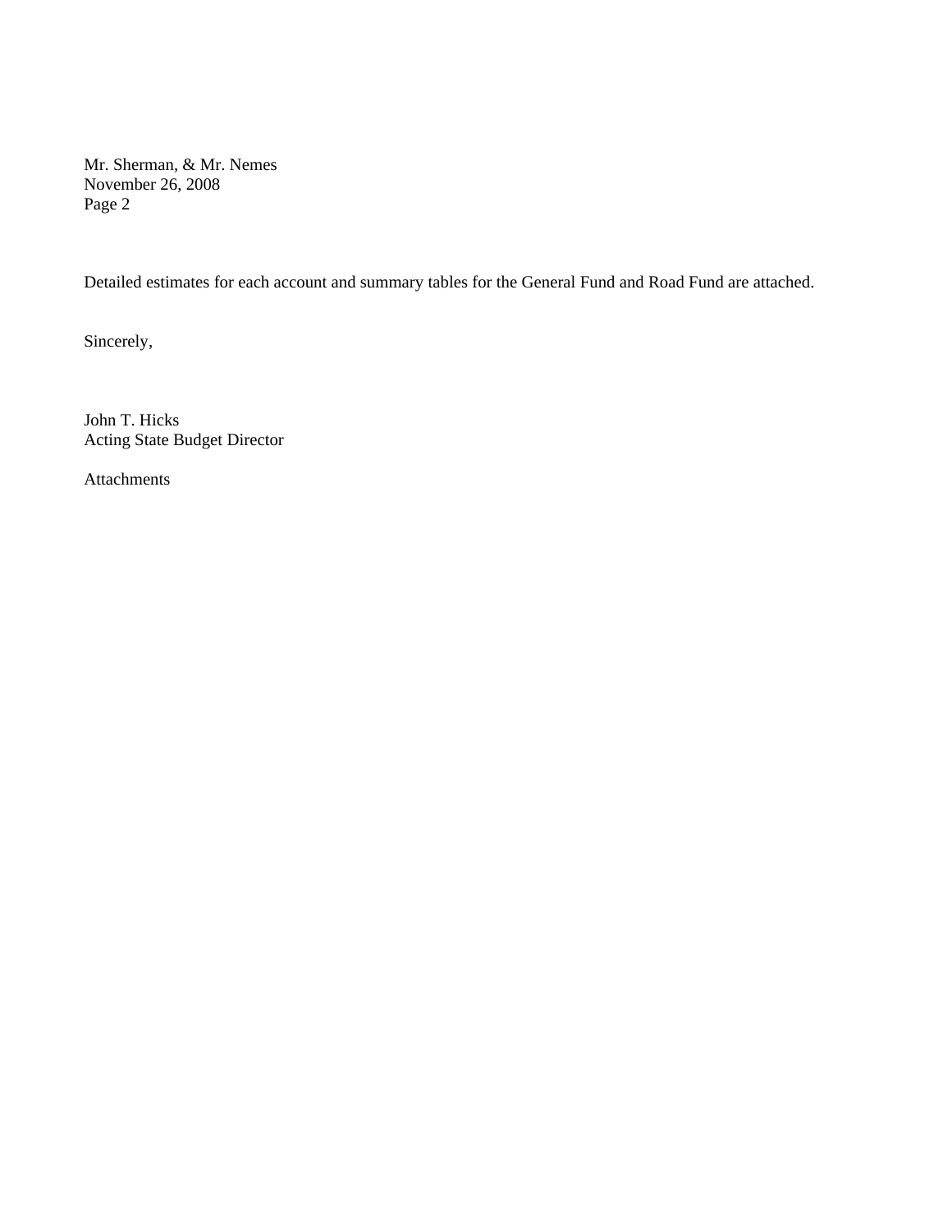Detailed estimates for each account and summary tables for the General Fund and Road Fund are attached.

Sincerely,

John T. Hicks
Acting State Budget Director

Attachments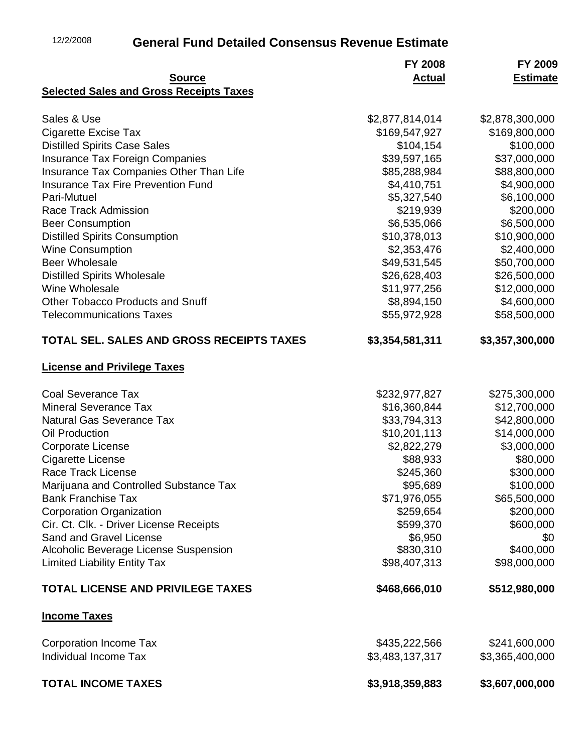12/2/2008

# General Fund Detailed Consensus Revenue Estimate

| Source | FY 2008 Actual | FY 2009 Estimate |
|---|---|---|
| **Selected Sales and Gross Receipts Taxes** | | |
| Sales & Use | $2,877,814,014 | $2,878,300,000 |
| Cigarette Excise Tax | $169,547,927 | $169,800,000 |
| Distilled Spirits Case Sales | $104,154 | $100,000 |
| Insurance Tax Foreign Companies | $39,597,165 | $37,000,000 |
| Insurance Tax Companies Other Than Life | $85,288,984 | $88,800,000 |
| Insurance Tax Fire Prevention Fund | $4,410,751 | $4,900,000 |
| Pari-Mutuel | $5,327,540 | $6,100,000 |
| Race Track Admission | $219,939 | $200,000 |
| Beer Consumption | $6,535,066 | $6,500,000 |
| Distilled Spirits Consumption | $10,378,013 | $10,900,000 |
| Wine Consumption | $2,353,476 | $2,400,000 |
| Beer Wholesale | $49,531,545 | $50,700,000 |
| Distilled Spirits Wholesale | $26,628,403 | $26,500,000 |
| Wine Wholesale | $11,977,256 | $12,000,000 |
| Other Tobacco Products and Snuff | $8,894,150 | $4,600,000 |
| Telecommunications Taxes | $55,972,928 | $58,500,000 |
| **TOTAL SEL. SALES AND GROSS RECEIPTS TAXES** | **$3,354,581,311** | **$3,357,300,000** |
| **License and Privilege Taxes** | | |
| Coal Severance Tax | $232,977,827 | $275,300,000 |
| Mineral Severance Tax | $16,360,844 | $12,700,000 |
| Natural Gas Severance Tax | $33,794,313 | $42,800,000 |
| Oil Production | $10,201,113 | $14,000,000 |
| Corporate License | $2,822,279 | $3,000,000 |
| Cigarette License | $88,933 | $80,000 |
| Race Track License | $245,360 | $300,000 |
| Marijuana and Controlled Substance Tax | $95,689 | $100,000 |
| Bank Franchise Tax | $71,976,055 | $65,500,000 |
| Corporation Organization | $259,654 | $200,000 |
| Cir. Ct. Clk. - Driver License Receipts | $599,370 | $600,000 |
| Sand and Gravel License | $6,950 | $0 |
| Alcoholic Beverage License Suspension | $830,310 | $400,000 |
| Limited Liability Entity Tax | $98,407,313 | $98,000,000 |
| **TOTAL LICENSE AND PRIVILEGE TAXES** | **$468,666,010** | **$512,980,000** |
| **Income Taxes** | | |
| Corporation Income Tax | $435,222,566 | $241,600,000 |
| Individual Income Tax | $3,483,137,317 | $3,365,400,000 |
| **TOTAL INCOME TAXES** | **$3,918,359,883** | **$3,607,000,000** |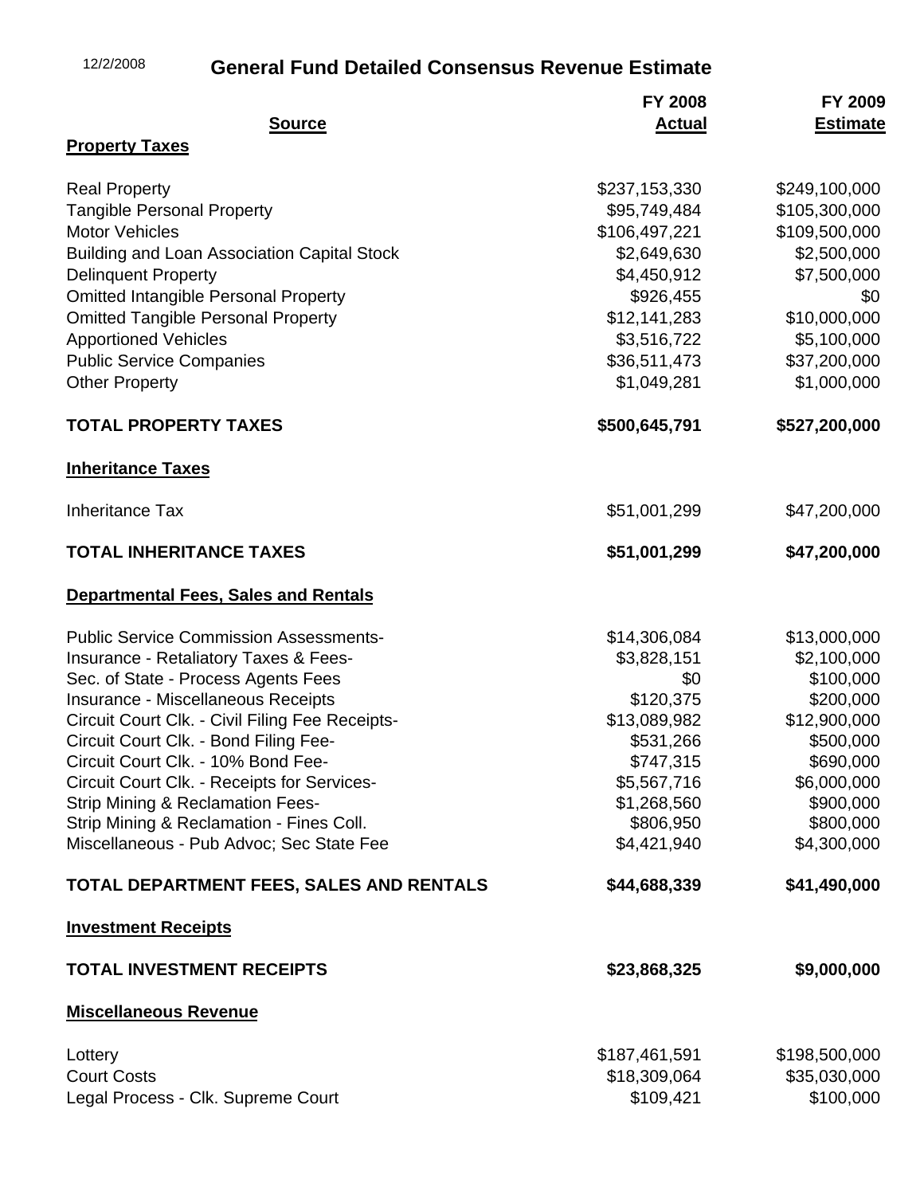12/2/2008

# General Fund Detailed Consensus Revenue Estimate

| Source | FY 2008 Actual | FY 2009 Estimate |
|---|---|---|
| **Property Taxes** | | |
| Real Property | $237,153,330 | $249,100,000 |
| Tangible Personal Property | $95,749,484 | $105,300,000 |
| Motor Vehicles | $106,497,221 | $109,500,000 |
| Building and Loan Association Capital Stock | $2,649,630 | $2,500,000 |
| Delinquent Property | $4,450,912 | $7,500,000 |
| Omitted Intangible Personal Property | $926,455 | $0 |
| Omitted Tangible Personal Property | $12,141,283 | $10,000,000 |
| Apportioned Vehicles | $3,516,722 | $5,100,000 |
| Public Service Companies | $36,511,473 | $37,200,000 |
| Other Property | $1,049,281 | $1,000,000 |
| **TOTAL PROPERTY TAXES** | **$500,645,791** | **$527,200,000** |
| **Inheritance Taxes** | | |
| Inheritance Tax | $51,001,299 | $47,200,000 |
| **TOTAL INHERITANCE TAXES** | **$51,001,299** | **$47,200,000** |
| **Departmental Fees, Sales and Rentals** | | |
| Public Service Commission Assessments- | $14,306,084 | $13,000,000 |
| Insurance - Retaliatory Taxes & Fees- | $3,828,151 | $2,100,000 |
| Sec. of State - Process Agents Fees | $0 | $100,000 |
| Insurance - Miscellaneous Receipts | $120,375 | $200,000 |
| Circuit Court Clk. - Civil Filing Fee Receipts- | $13,089,982 | $12,900,000 |
| Circuit Court Clk. - Bond Filing Fee- | $531,266 | $500,000 |
| Circuit Court Clk. - 10% Bond Fee- | $747,315 | $690,000 |
| Circuit Court Clk. - Receipts for Services- | $5,567,716 | $6,000,000 |
| Strip Mining & Reclamation Fees- | $1,268,560 | $900,000 |
| Strip Mining & Reclamation - Fines Coll. | $806,950 | $800,000 |
| Miscellaneous - Pub Advoc; Sec State Fee | $4,421,940 | $4,300,000 |
| **TOTAL DEPARTMENT FEES, SALES AND RENTALS** | **$44,688,339** | **$41,490,000** |
| **Investment Receipts** | | |
| **TOTAL INVESTMENT RECEIPTS** | **$23,868,325** | **$9,000,000** |
| **Miscellaneous Revenue** | | |
| Lottery | $187,461,591 | $198,500,000 |
| Court Costs | $18,309,064 | $35,030,000 |
| Legal Process - Clk. Supreme Court | $109,421 | $100,000 |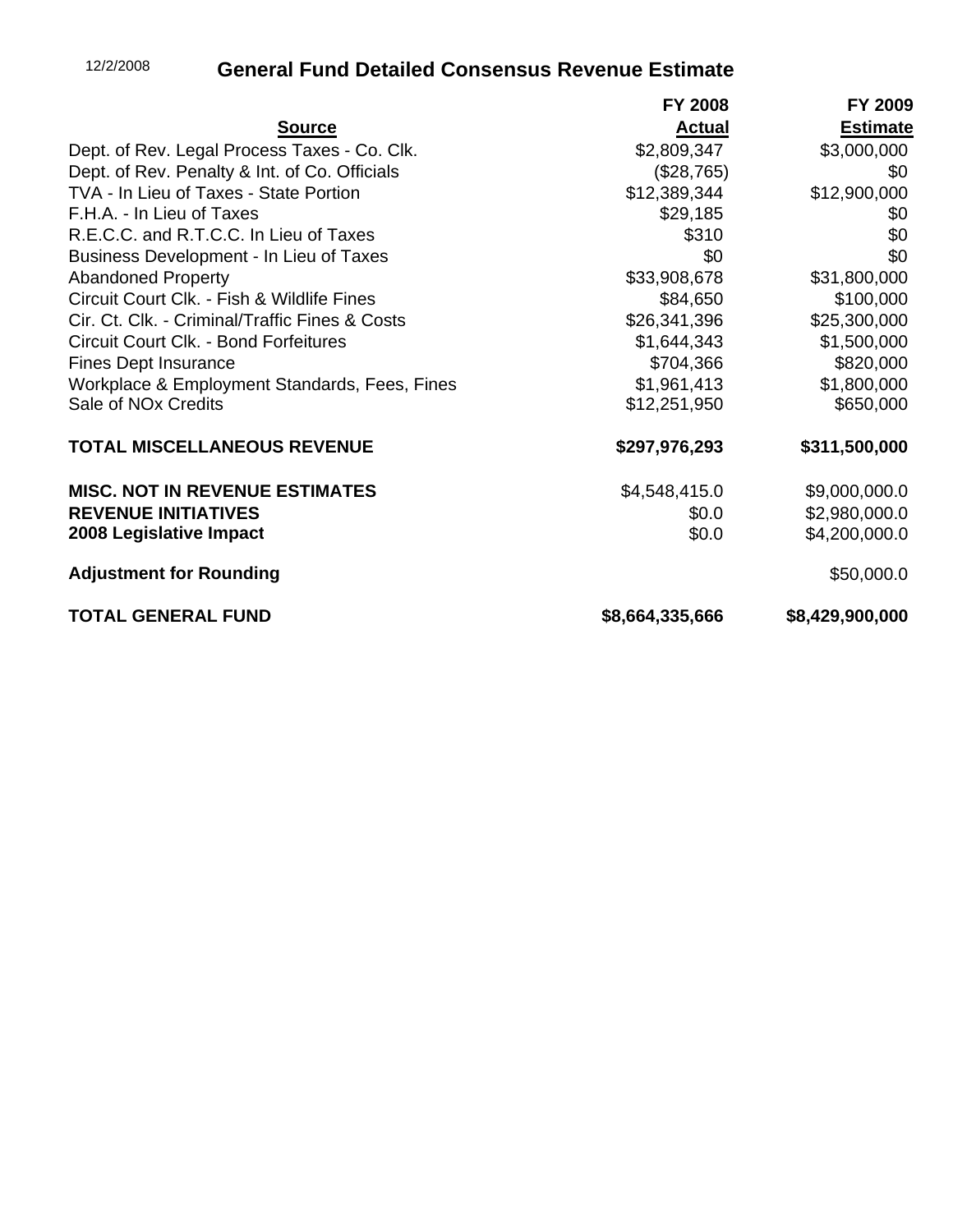12/2/2008

# General Fund Detailed Consensus Revenue Estimate

| Source | FY 2008 Actual | FY 2009 Estimate |
|---|---|---|
| Dept. of Rev. Legal Process Taxes - Co. Clk. | $2,809,347 | $3,000,000 |
| Dept. of Rev. Penalty & Int. of Co. Officials | ($28,765) | $0 |
| TVA - In Lieu of Taxes - State Portion | $12,389,344 | $12,900,000 |
| F.H.A. - In Lieu of Taxes | $29,185 | $0 |
| R.E.C.C. and R.T.C.C. In Lieu of Taxes | $310 | $0 |
| Business Development - In Lieu of Taxes | $0 | $0 |
| Abandoned Property | $33,908,678 | $31,800,000 |
| Circuit Court Clk. - Fish & Wildlife Fines | $84,650 | $100,000 |
| Cir. Ct. Clk. - Criminal/Traffic Fines & Costs | $26,341,396 | $25,300,000 |
| Circuit Court Clk. - Bond Forfeitures | $1,644,343 | $1,500,000 |
| Fines Dept Insurance | $704,366 | $820,000 |
| Workplace & Employment Standards, Fees, Fines | $1,961,413 | $1,800,000 |
| Sale of NOx Credits | $12,251,950 | $650,000 |
| **TOTAL MISCELLANEOUS REVENUE** | **$297,976,293** | **$311,500,000** |
| **MISC. NOT IN REVENUE ESTIMATES** | $4,548,415.0 | $9,000,000.0 |
| **REVENUE INITIATIVES** | $0.0 | $2,980,000.0 |
| **2008 Legislative Impact** | $0.0 | $4,200,000.0 |
| **Adjustment for Rounding** | | $50,000.0 |
| **TOTAL GENERAL FUND** | **$8,664,335,666** | **$8,429,900,000** |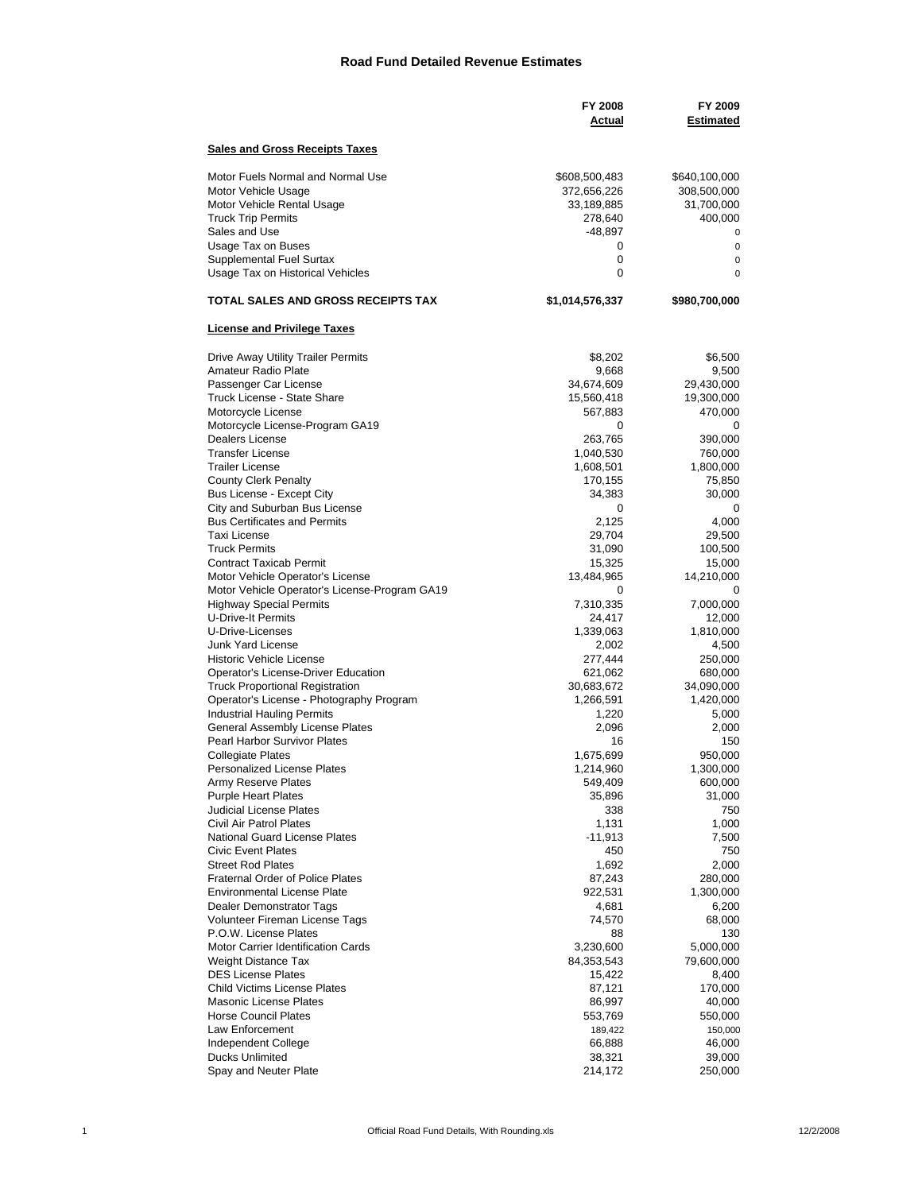# Road Fund Detailed Revenue Estimates

| | FY 2008 Actual | FY 2009 Estimated |
|---|---|---|
| **Sales and Gross Receipts Taxes** | | |
| Motor Fuels Normal and Normal Use | $608,500,483 | $640,100,000 |
| Motor Vehicle Usage | 372,656,226 | 308,500,000 |
| Motor Vehicle Rental Usage | 33,189,885 | 31,700,000 |
| Truck Trip Permits | 278,640 | 400,000 |
| Sales and Use | -48,897 | 0 |
| Usage Tax on Buses | 0 | 0 |
| Supplemental Fuel Surtax | 0 | 0 |
| Usage Tax on Historical Vehicles | 0 | 0 |
| **TOTAL SALES AND GROSS RECEIPTS TAX** | **$1,014,576,337** | **$980,700,000** |
| **License and Privilege Taxes** | | |
| Drive Away Utility Trailer Permits | $8,202 | $6,500 |
| Amateur Radio Plate | 9,668 | 9,500 |
| Passenger Car License | 34,674,609 | 29,430,000 |
| Truck License - State Share | 15,560,418 | 19,300,000 |
| Motorcycle License | 567,883 | 470,000 |
| Motorcycle License-Program GA19 | 0 | 0 |
| Dealers License | 263,765 | 390,000 |
| Transfer License | 1,040,530 | 760,000 |
| Trailer License | 1,608,501 | 1,800,000 |
| County Clerk Penalty | 170,155 | 75,850 |
| Bus License - Except City | 34,383 | 30,000 |
| City and Suburban Bus License | 0 | 0 |
| Bus Certificates and Permits | 2,125 | 4,000 |
| Taxi License | 29,704 | 29,500 |
| Truck Permits | 31,090 | 100,500 |
| Contract Taxicab Permit | 15,325 | 15,000 |
| Motor Vehicle Operator's License | 13,484,965 | 14,210,000 |
| Motor Vehicle Operator's License-Program GA19 | 0 | 0 |
| Highway Special Permits | 7,310,335 | 7,000,000 |
| U-Drive-It Permits | 24,417 | 12,000 |
| U-Drive-Licenses | 1,339,063 | 1,810,000 |
| Junk Yard License | 2,002 | 4,500 |
| Historic Vehicle License | 277,444 | 250,000 |
| Operator's License-Driver Education | 621,062 | 680,000 |
| Truck Proportional Registration | 30,683,672 | 34,090,000 |
| Operator's License - Photography Program | 1,266,591 | 1,420,000 |
| Industrial Hauling Permits | 1,220 | 5,000 |
| General Assembly License Plates | 2,096 | 2,000 |
| Pearl Harbor Survivor Plates | 16 | 150 |
| Collegiate Plates | 1,675,699 | 950,000 |
| Personalized License Plates | 1,214,960 | 1,300,000 |
| Army Reserve Plates | 549,409 | 600,000 |
| Purple Heart Plates | 35,896 | 31,000 |
| Judicial License Plates | 338 | 750 |
| Civil Air Patrol Plates | 1,131 | 1,000 |
| National Guard License Plates | -11,913 | 7,500 |
| Civic Event Plates | 450 | 750 |
| Street Rod Plates | 1,692 | 2,000 |
| Fraternal Order of Police Plates | 87,243 | 280,000 |
| Environmental License Plate | 922,531 | 1,300,000 |
| Dealer Demonstrator Tags | 4,681 | 6,200 |
| Volunteer Fireman License Tags | 74,570 | 68,000 |
| P.O.W. License Plates | 88 | 130 |
| Motor Carrier Identification Cards | 3,230,600 | 5,000,000 |
| Weight Distance Tax | 84,353,543 | 79,600,000 |
| DES License Plates | 15,422 | 8,400 |
| Child Victims License Plates | 87,121 | 170,000 |
| Masonic License Plates | 86,997 | 40,000 |
| Horse Council Plates | 553,769 | 550,000 |
| Law Enforcement | 189,422 | 150,000 |
| Independent College | 66,888 | 46,000 |
| Ducks Unlimited | 38,321 | 39,000 |
| Spay and Neuter Plate | 214,172 | 250,000 |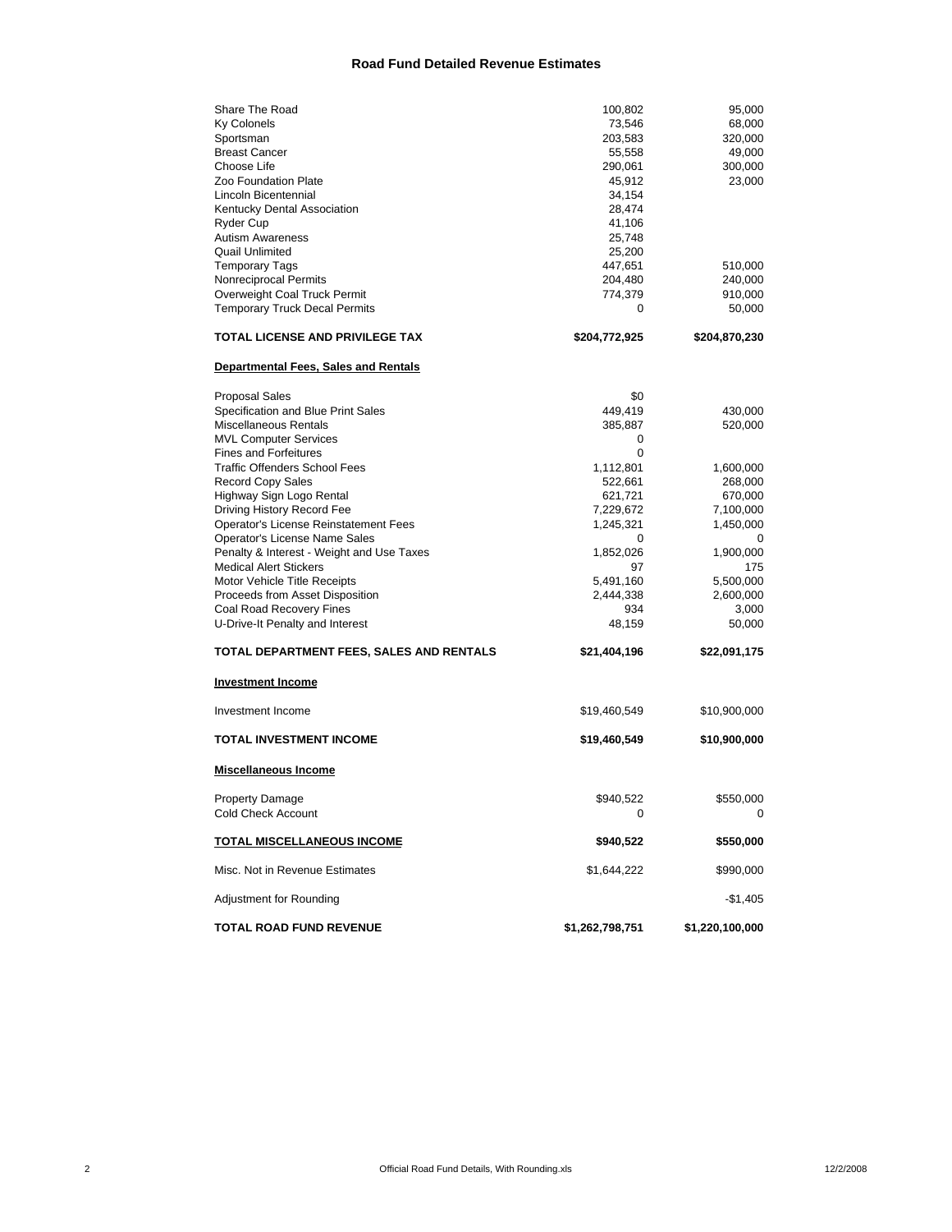# Road Fund Detailed Revenue Estimates

| | | |
|---|---|---|
| Share The Road | 100,802 | 95,000 |
| Ky Colonels | 73,546 | 68,000 |
| Sportsman | 203,583 | 320,000 |
| Breast Cancer | 55,558 | 49,000 |
| Choose Life | 290,061 | 300,000 |
| Zoo Foundation Plate | 45,912 | 23,000 |
| Lincoln Bicentennial | 34,154 | |
| Kentucky Dental Association | 28,474 | |
| Ryder Cup | 41,106 | |
| Autism Awareness | 25,748 | |
| Quail Unlimited | 25,200 | |
| Temporary Tags | 447,651 | 510,000 |
| Nonreciprocal Permits | 204,480 | 240,000 |
| Overweight Coal Truck Permit | 774,379 | 910,000 |
| Temporary Truck Decal Permits | 0 | 50,000 |
| **TOTAL LICENSE AND PRIVILEGE TAX** | **$204,772,925** | **$204,870,230** |
| **Departmental Fees, Sales and Rentals** | | |
| Proposal Sales | $0 | |
| Specification and Blue Print Sales | 449,419 | 430,000 |
| Miscellaneous Rentals | 385,887 | 520,000 |
| MVL Computer Services | 0 | |
| Fines and Forfeitures | 0 | |
| Traffic Offenders School Fees | 1,112,801 | 1,600,000 |
| Record Copy Sales | 522,661 | 268,000 |
| Highway Sign Logo Rental | 621,721 | 670,000 |
| Driving History Record Fee | 7,229,672 | 7,100,000 |
| Operator's License Reinstatement Fees | 1,245,321 | 1,450,000 |
| Operator's License Name Sales | 0 | 0 |
| Penalty & Interest - Weight and Use Taxes | 1,852,026 | 1,900,000 |
| Medical Alert Stickers | 97 | 175 |
| Motor Vehicle Title Receipts | 5,491,160 | 5,500,000 |
| Proceeds from Asset Disposition | 2,444,338 | 2,600,000 |
| Coal Road Recovery Fines | 934 | 3,000 |
| U-Drive-It Penalty and Interest | 48,159 | 50,000 |
| **TOTAL DEPARTMENT FEES, SALES AND RENTALS** | **$21,404,196** | **$22,091,175** |
| **Investment Income** | | |
| Investment Income | $19,460,549 | $10,900,000 |
| **TOTAL INVESTMENT INCOME** | **$19,460,549** | **$10,900,000** |
| **Miscellaneous Income** | | |
| Property Damage | $940,522 | $550,000 |
| Cold Check Account | 0 | 0 |
| **TOTAL MISCELLANEOUS INCOME** | **$940,522** | **$550,000** |
| Misc. Not in Revenue Estimates | $1,644,222 | $990,000 |
| Adjustment for Rounding | | -$1,405 |
| **TOTAL ROAD FUND REVENUE** | **$1,262,798,751** | **$1,220,100,000** |

Official Road Fund Details, With Rounding.xls 12/2/2008